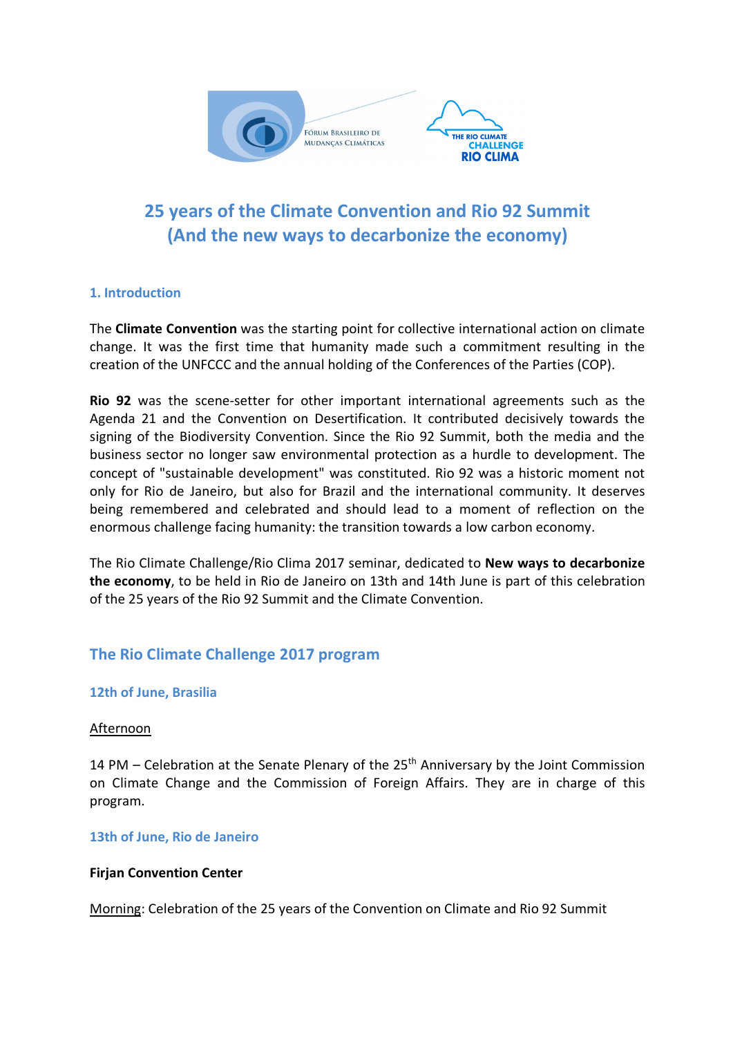# 25 years of the Climate Convention and Rio 92 Summit
# (And the new ways to decarbonize the economy)

## 1. Introduction

The **Climate Convention** was the starting point for collective international action on climate change. It was the first time that humanity made such a commitment resulting in the creation of the UNFCCC and the annual holding of the Conferences of the Parties (COP).

**Rio 92** was the scene-setter for other important international agreements such as the Agenda 21 and the Convention on Desertification. It contributed decisively towards the signing of the Biodiversity Convention. Since the Rio 92 Summit, both the media and the business sector no longer saw environmental protection as a hurdle to development. The concept of "sustainable development" was constituted. Rio 92 was a historic moment not only for Rio de Janeiro, but also for Brazil and the international community. It deserves being remembered and celebrated and should lead to a moment of reflection on the enormous challenge facing humanity: the transition towards a low carbon economy.

The Rio Climate Challenge/Rio Clima 2017 seminar, dedicated to **New ways to decarbonize the economy**, to be held in Rio de Janeiro on 13th and 14th June is part of this celebration of the 25 years of the Rio 92 Summit and the Climate Convention.

## The Rio Climate Challenge 2017 program

### 12th of June, Brasilia

Afternoon

14 PM – Celebration at the Senate Plenary of the 25th Anniversary by the Joint Commission on Climate Change and the Commission of Foreign Affairs. They are in charge of this program.

### 13th of June, Rio de Janeiro

**Firjan Convention Center**

Morning: Celebration of the 25 years of the Convention on Climate and Rio 92 Summit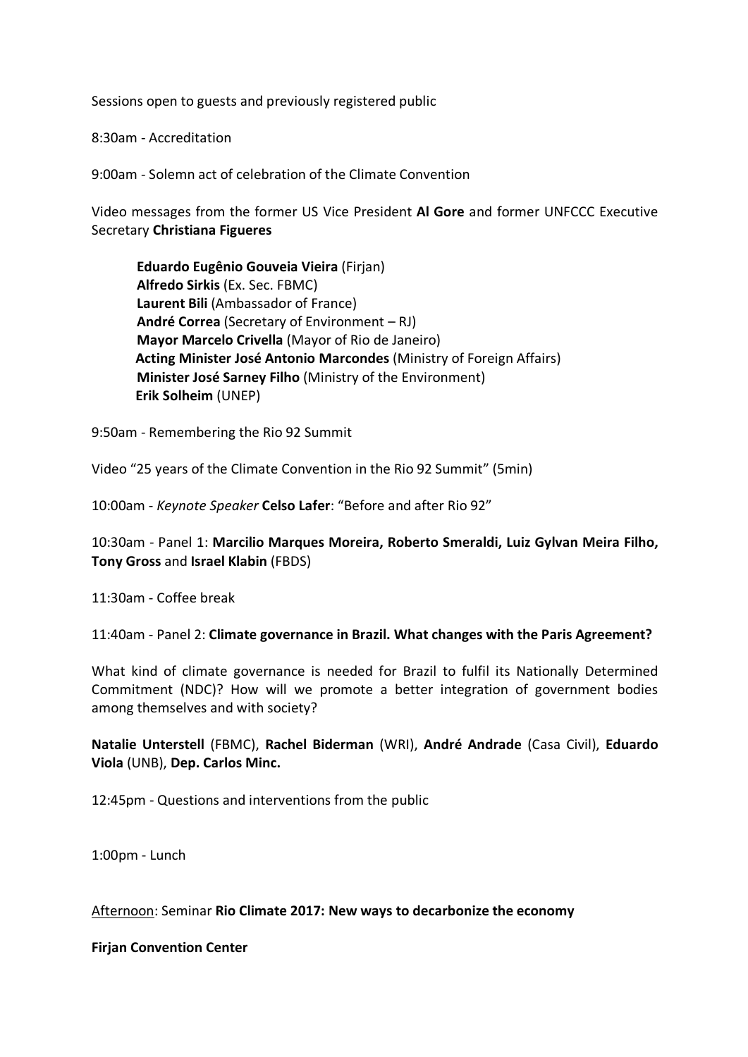Sessions open to guests and previously registered public

8:30am - Accreditation

9:00am - Solemn act of celebration of the Climate Convention

Video messages from the former US Vice President **Al Gore** and former UNFCCC Executive Secretary **Christiana Figueres**

- **Eduardo Eugênio Gouveia Vieira** (Firjan)
- **Alfredo Sirkis** (Ex. Sec. FBMC)
- **Laurent Bili** (Ambassador of France)
- **André Correa** (Secretary of Environment – RJ)
- **Mayor Marcelo Crivella** (Mayor of Rio de Janeiro)
- **Acting Minister José Antonio Marcondes** (Ministry of Foreign Affairs)
- **Minister José Sarney Filho** (Ministry of the Environment)
- **Erik Solheim** (UNEP)

9:50am - Remembering the Rio 92 Summit

Video "25 years of the Climate Convention in the Rio 92 Summit" (5min)

10:00am - *Keynote Speaker* **Celso Lafer**: "Before and after Rio 92"

10:30am - Panel 1: **Marcilio Marques Moreira, Roberto Smeraldi, Luiz Gylvan Meira Filho, Tony Gross** and **Israel Klabin** (FBDS)

11:30am - Coffee break

11:40am - Panel 2: **Climate governance in Brazil. What changes with the Paris Agreement?**

What kind of climate governance is needed for Brazil to fulfil its Nationally Determined Commitment (NDC)? How will we promote a better integration of government bodies among themselves and with society?

**Natalie Unterstell** (FBMC), **Rachel Biderman** (WRI), **André Andrade** (Casa Civil), **Eduardo Viola** (UNB), **Dep. Carlos Minc.**

12:45pm - Questions and interventions from the public

1:00pm - Lunch

Afternoon: Seminar **Rio Climate 2017: New ways to decarbonize the economy**

**Firjan Convention Center**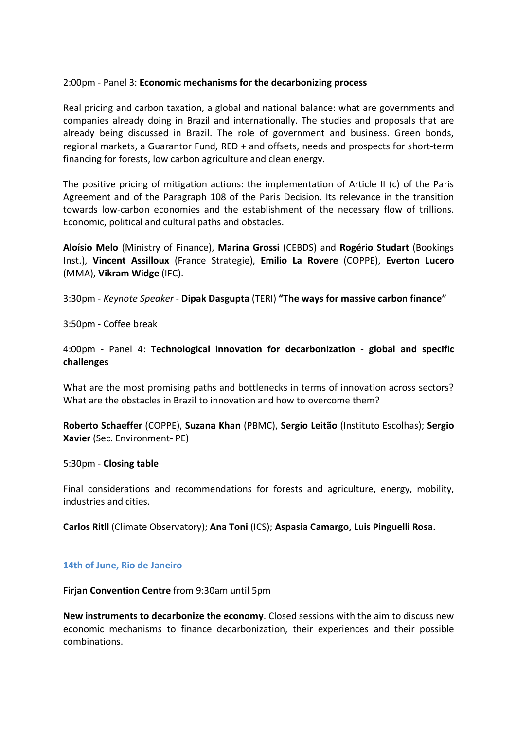2:00pm - Panel 3: **Economic mechanisms for the decarbonizing process**

Real pricing and carbon taxation, a global and national balance: what are governments and companies already doing in Brazil and internationally. The studies and proposals that are already being discussed in Brazil. The role of government and business. Green bonds, regional markets, a Guarantor Fund, RED + and offsets, needs and prospects for short-term financing for forests, low carbon agriculture and clean energy.

The positive pricing of mitigation actions: the implementation of Article II (c) of the Paris Agreement and of the Paragraph 108 of the Paris Decision. Its relevance in the transition towards low-carbon economies and the establishment of the necessary flow of trillions. Economic, political and cultural paths and obstacles.

**Aloísio Melo** (Ministry of Finance), **Marina Grossi** (CEBDS) and **Rogério Studart** (Bookings Inst.), **Vincent Assilloux** (France Strategie), **Emilio La Rovere** (COPPE), **Everton Lucero** (MMA), **Vikram Widge** (IFC).

3:30pm - *Keynote Speaker* - **Dipak Dasgupta** (TERI) **"The ways for massive carbon finance"**

3:50pm - Coffee break

4:00pm - Panel 4: **Technological innovation for decarbonization - global and specific challenges**

What are the most promising paths and bottlenecks in terms of innovation across sectors? What are the obstacles in Brazil to innovation and how to overcome them?

**Roberto Schaeffer** (COPPE), **Suzana Khan** (PBMC), **Sergio Leitão** (Instituto Escolhas); **Sergio Xavier** (Sec. Environment- PE)

5:30pm - **Closing table**

Final considerations and recommendations for forests and agriculture, energy, mobility, industries and cities.

**Carlos Ritll** (Climate Observatory); **Ana Toni** (ICS); **Aspasia Camargo, Luis Pinguelli Rosa.**

### 14th of June, Rio de Janeiro

**Firjan Convention Centre** from 9:30am until 5pm

**New instruments to decarbonize the economy**. Closed sessions with the aim to discuss new economic mechanisms to finance decarbonization, their experiences and their possible combinations.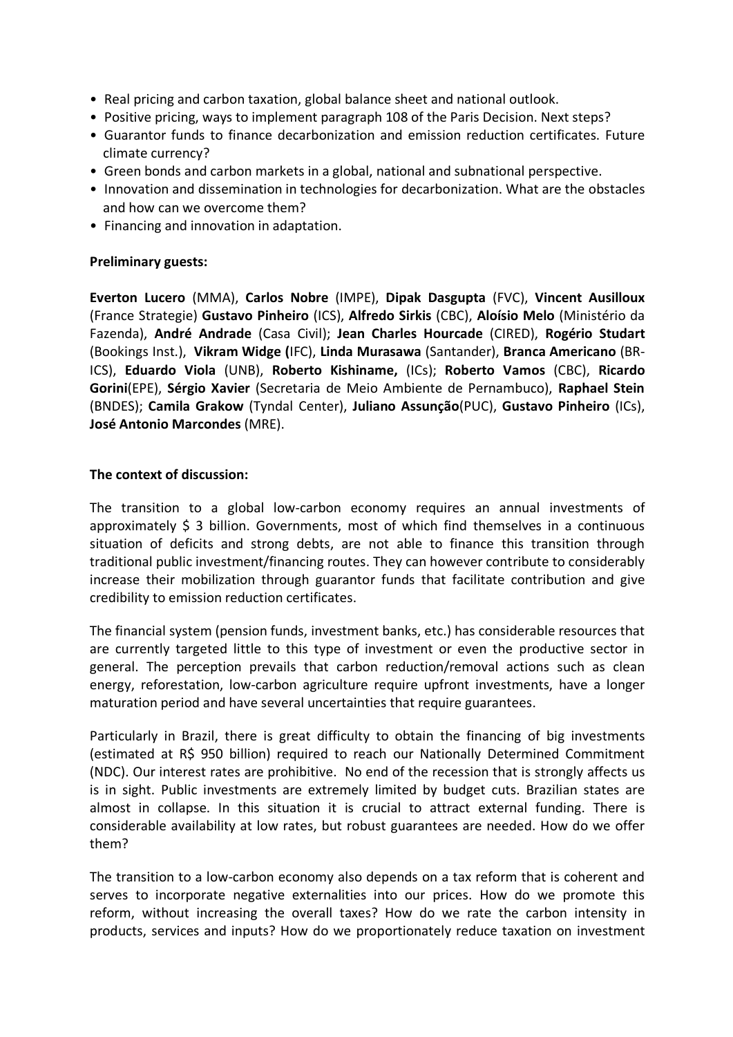- Real pricing and carbon taxation, global balance sheet and national outlook.
- Positive pricing, ways to implement paragraph 108 of the Paris Decision. Next steps?
- Guarantor funds to finance decarbonization and emission reduction certificates. Future climate currency?
- Green bonds and carbon markets in a global, national and subnational perspective.
- Innovation and dissemination in technologies for decarbonization. What are the obstacles and how can we overcome them?
- Financing and innovation in adaptation.

**Preliminary guests:**

**Everton Lucero** (MMA), **Carlos Nobre** (IMPE), **Dipak Dasgupta** (FVC), **Vincent Ausilloux** (France Strategie) **Gustavo Pinheiro** (ICS), **Alfredo Sirkis** (CBC), **Aloísio Melo** (Ministério da Fazenda), **André Andrade** (Casa Civil); **Jean Charles Hourcade** (CIRED), **Rogério Studart** (Bookings Inst.), **Vikram Widge (**IFC), **Linda Murasawa** (Santander), **Branca Americano** (BR-ICS), **Eduardo Viola** (UNB), **Roberto Kishiname,** (ICs); **Roberto Vamos** (CBC), **Ricardo Gorini**(EPE), **Sérgio Xavier** (Secretaria de Meio Ambiente de Pernambuco), **Raphael Stein** (BNDES); **Camila Grakow** (Tyndal Center), **Juliano Assunção**(PUC), **Gustavo Pinheiro** (ICs), **José Antonio Marcondes** (MRE).

**The context of discussion:**

The transition to a global low-carbon economy requires an annual investments of approximately $ 3 billion. Governments, most of which find themselves in a continuous situation of deficits and strong debts, are not able to finance this transition through traditional public investment/financing routes. They can however contribute to considerably increase their mobilization through guarantor funds that facilitate contribution and give credibility to emission reduction certificates.

The financial system (pension funds, investment banks, etc.) has considerable resources that are currently targeted little to this type of investment or even the productive sector in general. The perception prevails that carbon reduction/removal actions such as clean energy, reforestation, low-carbon agriculture require upfront investments, have a longer maturation period and have several uncertainties that require guarantees.

Particularly in Brazil, there is great difficulty to obtain the financing of big investments (estimated at R$ 950 billion) required to reach our Nationally Determined Commitment (NDC). Our interest rates are prohibitive. No end of the recession that is strongly affects us is in sight. Public investments are extremely limited by budget cuts. Brazilian states are almost in collapse. In this situation it is crucial to attract external funding. There is considerable availability at low rates, but robust guarantees are needed. How do we offer them?

The transition to a low-carbon economy also depends on a tax reform that is coherent and serves to incorporate negative externalities into our prices. How do we promote this reform, without increasing the overall taxes? How do we rate the carbon intensity in products, services and inputs? How do we proportionately reduce taxation on investment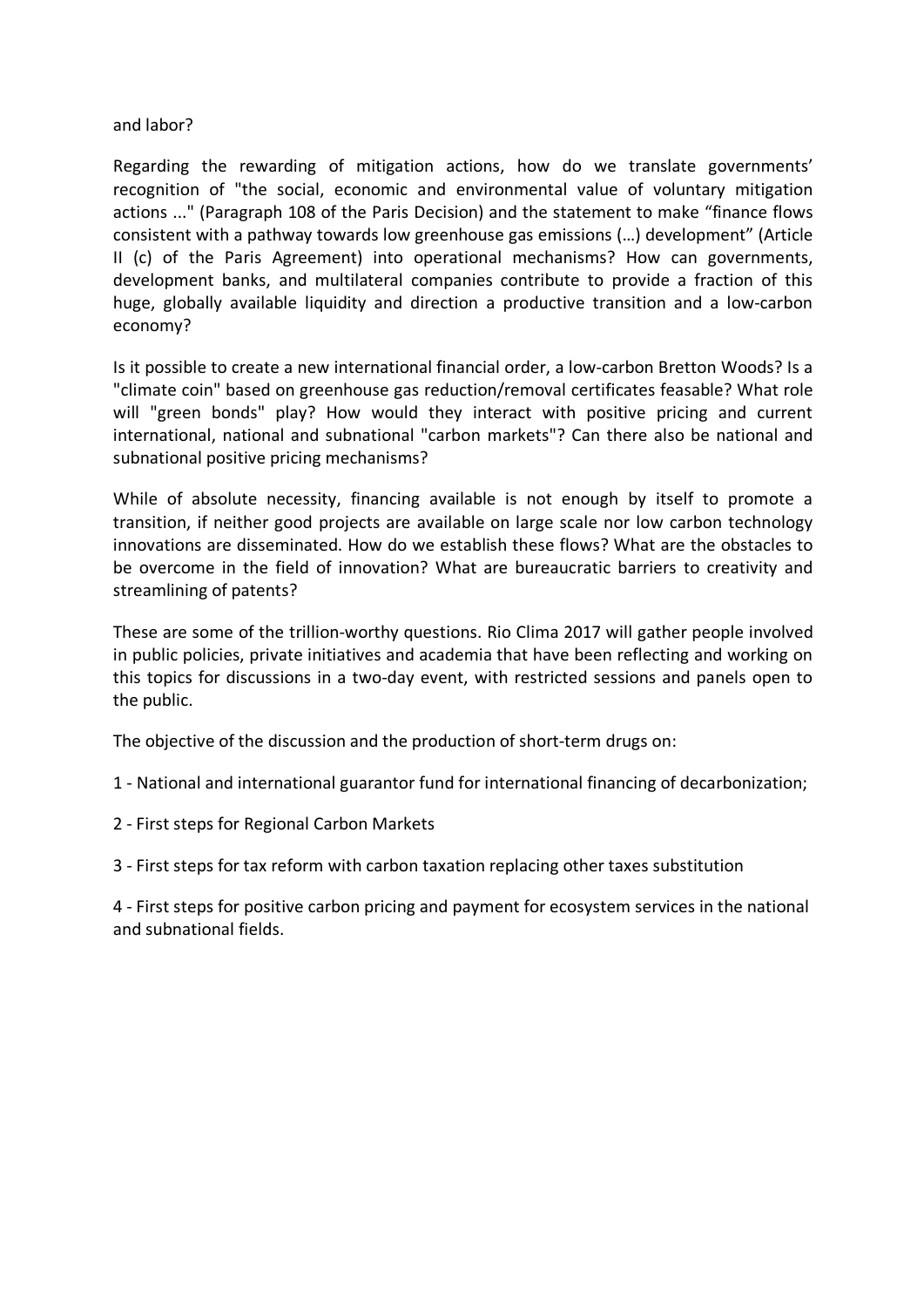and labor?

Regarding the rewarding of mitigation actions, how do we translate governments' recognition of "the social, economic and environmental value of voluntary mitigation actions ..." (Paragraph 108 of the Paris Decision) and the statement to make "finance flows consistent with a pathway towards low greenhouse gas emissions (…) development" (Article II (c) of the Paris Agreement) into operational mechanisms? How can governments, development banks, and multilateral companies contribute to provide a fraction of this huge, globally available liquidity and direction a productive transition and a low-carbon economy?

Is it possible to create a new international financial order, a low-carbon Bretton Woods? Is a "climate coin" based on greenhouse gas reduction/removal certificates feasable? What role will "green bonds" play? How would they interact with positive pricing and current international, national and subnational "carbon markets"? Can there also be national and subnational positive pricing mechanisms?

While of absolute necessity, financing available is not enough by itself to promote a transition, if neither good projects are available on large scale nor low carbon technology innovations are disseminated. How do we establish these flows? What are the obstacles to be overcome in the field of innovation? What are bureaucratic barriers to creativity and streamlining of patents?

These are some of the trillion-worthy questions. Rio Clima 2017 will gather people involved in public policies, private initiatives and academia that have been reflecting and working on this topics for discussions in a two-day event, with restricted sessions and panels open to the public.

The objective of the discussion and the production of short-term drugs on:

1 - National and international guarantor fund for international financing of decarbonization;

2 - First steps for Regional Carbon Markets

3 - First steps for tax reform with carbon taxation replacing other taxes substitution

4 - First steps for positive carbon pricing and payment for ecosystem services in the national and subnational fields.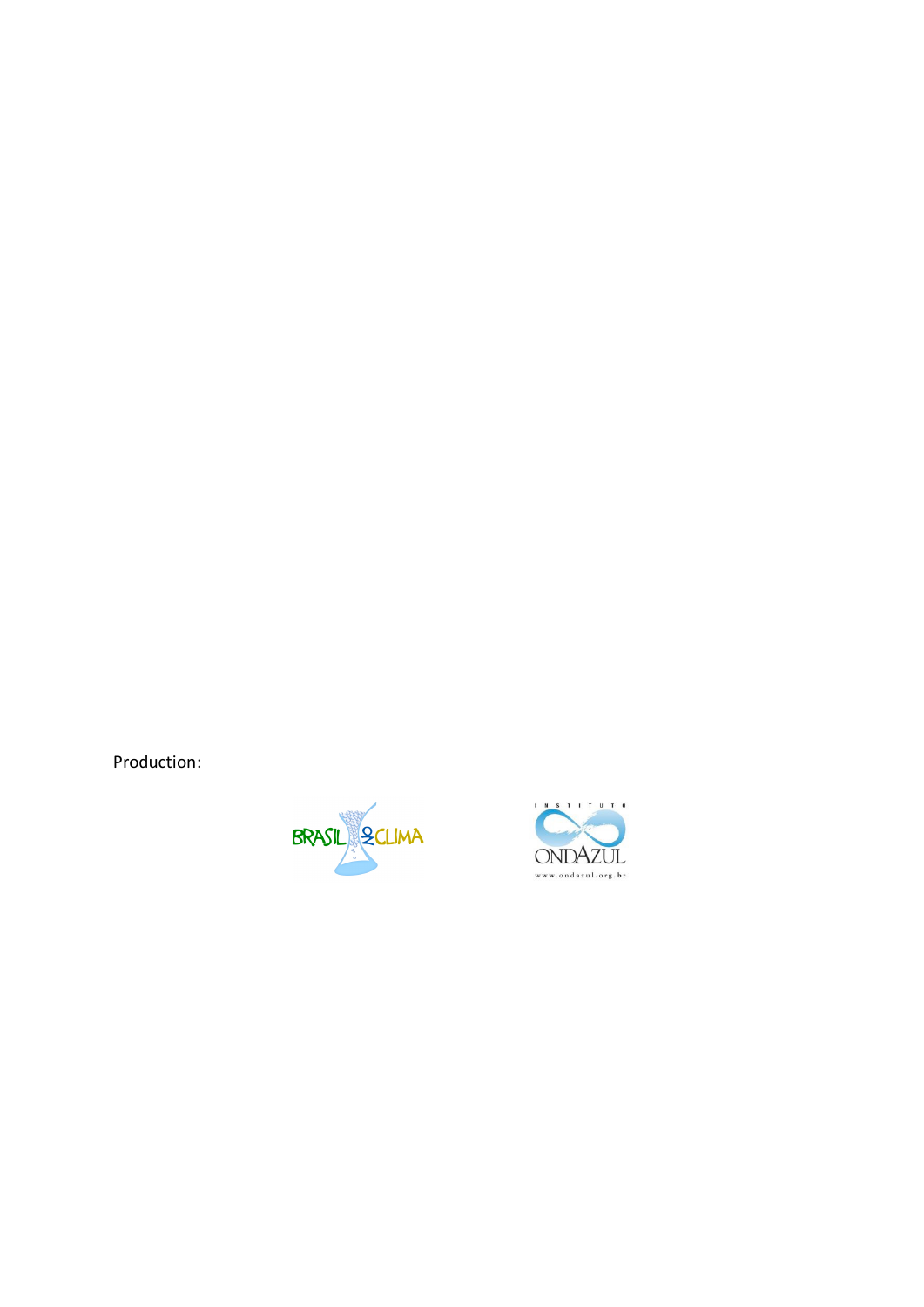Production: